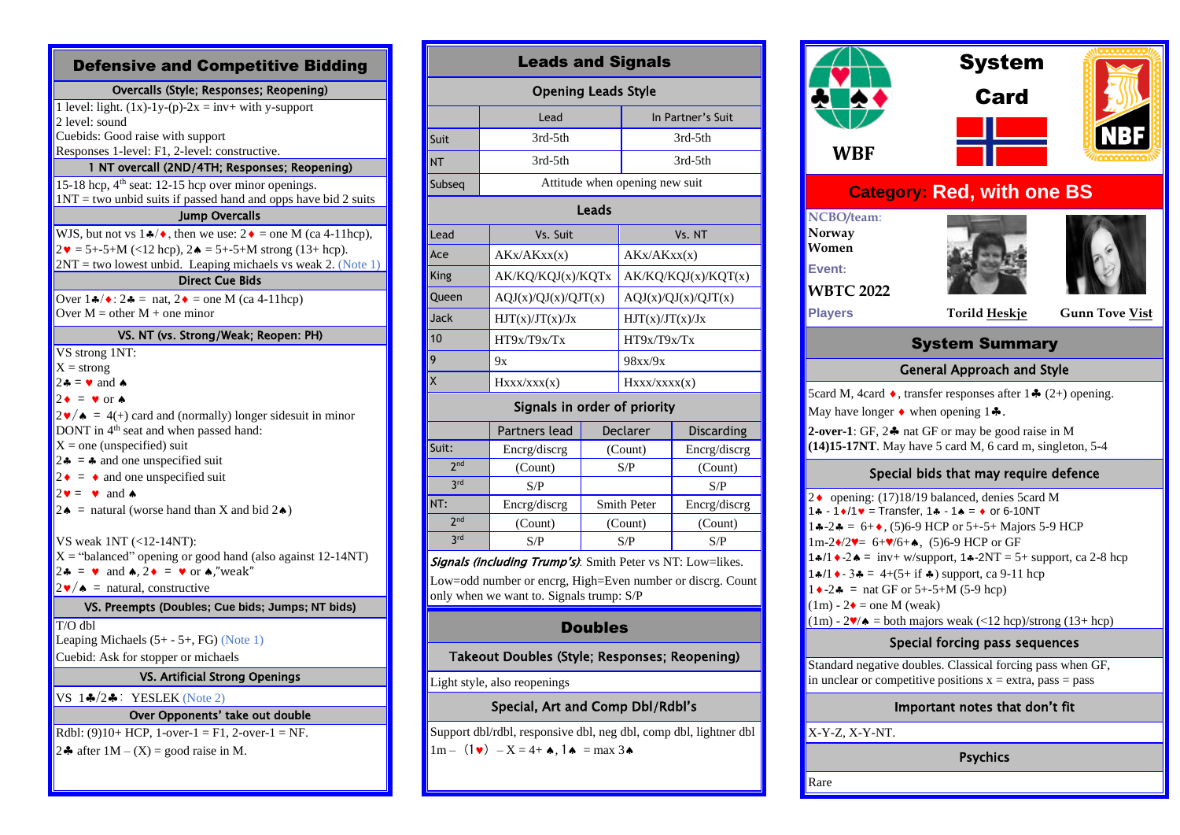# Defensive and Competitive Bidding

## Overcalls (Style; Responses; Reopening)

1 level: light. (1x)-1y-(p)-2x = inv+ with y-support
2 level: sound
Cuebids: Good raise with support
Responses 1-level: F1, 2-level: constructive.

## 1 NT overcall (2ND/4TH; Responses; Reopening)

15-18 hcp, 4th seat: 12-15 hcp over minor openings.
1NT = two unbid suits if passed hand and opps have bid 2 suits

## Jump Overcalls

WJS, but not vs 1♣/♦, then we use: 2♦ = one M (ca 4-11hcp),
2♥ = 5+-5+M (<12 hcp), 2♠ = 5+-5+M strong (13+ hcp).
2NT = two lowest unbid. Leaping michaels vs weak 2. (Note 1)

## Direct Cue Bids

Over 1♣/♦: 2♣ = nat, 2♦ = one M (ca 4-11hcp)
Over M = other M + one minor

## VS. NT (vs. Strong/Weak; Reopen: PH)

VS strong 1NT:
X = strong
2♣ = ♥ and ♠
2♦ = ♥ or ♠
2♥/♠ = 4(+) card and (normally) longer sidesuit in minor
DONT in 4th seat and when passed hand:
X = one (unspecified) suit
2♣ = ♣ and one unspecified suit
2♦ = ♦ and one unspecified suit
2♥ = ♥ and ♠
2♠ = natural (worse hand than X and bid 2♠)

VS weak 1NT (<12-14NT):
X = "balanced" opening or good hand (also against 12-14NT)
2♣ = ♥ and ♠, 2♦ = ♥ or ♠,"weak"
2♥/♠ = natural, constructive

## VS. Preempts (Doubles; Cue bids; Jumps; NT bids)

T/O dbl
Leaping Michaels (5+ - 5+, FG) (Note 1)
Cuebid: Ask for stopper or michaels

## VS. Artificial Strong Openings

VS 1♣/2♣: YESLEK (Note 2)

## Over Opponents' take out double

Rdbl: (9)10+ HCP, 1-over-1 = F1, 2-over-1 = NF.
2♣ after 1M – (X) = good raise in M.

# Leads and Signals

## Opening Leads Style

| | Lead | In Partner's Suit |
|---|---|---|
| Suit | 3rd-5th | 3rd-5th |
| NT | 3rd-5th | 3rd-5th |
| Subseq | Attitude when opening new suit | |

## Leads

| Lead | Vs. Suit | Vs. NT |
|---|---|---|
| Ace | AKx/AKxx(x) | AKx/AKxx(x) |
| King | AK/KQ/KQJ(x)/KQTx | AK/KQ/KQJ(x)/KQT(x) |
| Queen | AQJ(x)/QJ(x)/QJT(x) | AQJ(x)/QJ(x)/QJT(x) |
| Jack | HJT(x)/JT(x)/Jx | HJT(x)/JT(x)/Jx |
| 10 | HT9x/T9x/Tx | HT9x/T9x/Tx |
| 9 | 9x | 98xx/9x |
| X | Hxxx/xxx(x) | Hxxx/xxxx(x) |

## Signals in order of priority

| | Partners lead | Declarer | Discarding |
|---|---|---|---|
| Suit: | Encrg/discrg | (Count) | Encrg/discrg |
| 2nd | (Count) | S/P | (Count) |
| 3rd | S/P | | S/P |
| NT: | Encrg/discrg | Smith Peter | Encrg/discrg |
| 2nd | (Count) | (Count) | (Count) |
| 3rd | S/P | S/P | S/P |

*Signals (including Trump's)*: Smith Peter vs NT: Low=likes.
Low=odd number or encrg, High=Even number or discrg. Count only when we want to. Signals trump: S/P

# Doubles

## Takeout Doubles (Style; Responses; Reopening)

Light style, also reopenings

## Special, Art and Comp Dbl/Rdbl's

Support dbl/rdbl, responsive dbl, neg dbl, comp dbl, lightner dbl
1m – (1♥) – X = 4+ ♠, 1♠ = max 3♠

# System Card

WBF

NBF

## Category: Red, with one BS

NCBO/team: Norway Women
Event: WBTC 2022
Players: Torild Heskje, Gunn Tove Vist

## System Summary

### General Approach and Style

5card M, 4card ♦, transfer responses after 1♣ (2+) opening.
May have longer ♦ when opening 1♣.
**2-over-1**: GF, 2♣ nat GF or may be good raise in M
**(14)15-17NT**. May have 5 card M, 6 card m, singleton, 5-4

### Special bids that may require defence

2♦ opening: (17)18/19 balanced, denies 5card M
1♣ - 1♦/1♥ = Transfer, 1♣ - 1♠ = ♦ or 6-10NT
1♣-2♣ = 6+♦, (5)6-9 HCP or 5+-5+ Majors 5-9 HCP
1m-2♦/2♥= 6+♥/6+♠, (5)6-9 HCP or GF
1♣/1♦-2♠ = inv+ w/support, 1♣-2NT = 5+ support, ca 2-8 hcp
1♣/1♦- 3♣ = 4+(5+ if ♣) support, ca 9-11 hcp
1♦-2♣ = nat GF or 5+-5+M (5-9 hcp)
(1m) - 2♦ = one M (weak)
(1m) - 2♥/♠ = both majors weak (<12 hcp)/strong (13+ hcp)

### Special forcing pass sequences

Standard negative doubles. Classical forcing pass when GF, in unclear or competitive positions x = extra, pass = pass

### Important notes that don't fit

X-Y-Z, X-Y-NT.

### Psychics

Rare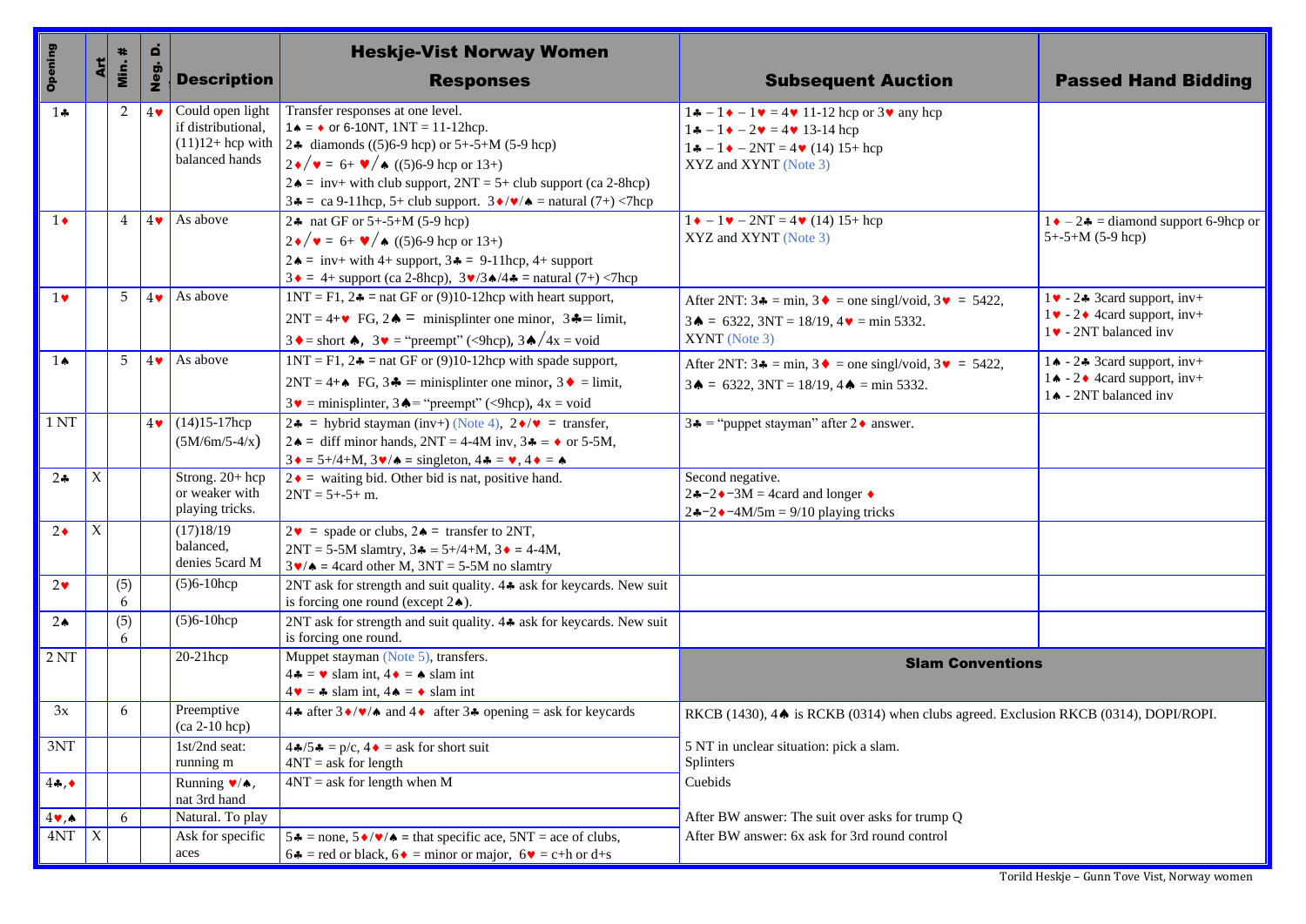| Opening | Art | Min. # | Neg. D. | Description | Heskje-Vist Norway Women Responses | Subsequent Auction | Passed Hand Bidding |
|---|---|---|---|---|---|---|---|
| 1♣ | | 2 | 4♥ | Could open light if distributional, (11)12+ hcp with balanced hands | Transfer responses at one level. 1♠ = ♦ or 6-10NT, 1NT = 11-12hcp. 2♣ diamonds ((5)6-9 hcp) or 5+-5+M (5-9 hcp) 2♦/♥ = 6+ ♥/♠ ((5)6-9 hcp or 13+) 2♠ = inv+ with club support, 2NT = 5+ club support (ca 2-8hcp) 3♣ = ca 9-11hcp, 5+ club support. 3♦/♥/♠ = natural (7+) <7hcp | 1♣ – 1♦ – 1♥ = 4♥ 11-12 hcp or 3♥ any hcp 1♣ – 1♦ – 2♥ = 4♥ 13-14 hcp 1♣ – 1♦ – 2NT = 4♥ (14) 15+ hcp XYZ and XYNT (Note 3) | |
| 1♦ | | 4 | 4♥ | As above | 2♣ nat GF or 5+-5+M (5-9 hcp) 2♦/♥ = 6+ ♥/♠ ((5)6-9 hcp or 13+) 2♠ = inv+ with 4+ support, 3♣ = 9-11hcp, 4+ support 3♦ = 4+ support (ca 2-8hcp), 3♥/3♠/4♣ = natural (7+) <7hcp | 1♦ – 1♥ – 2NT = 4♥ (14) 15+ hcp XYZ and XYNT (Note 3) | 1♦ – 2♣ = diamond support 6-9hcp or 5+-5+M (5-9 hcp) |
| 1♥ | | 5 | 4♥ | As above | 1NT = F1, 2♣ = nat GF or (9)10-12hcp with heart support, 2NT = 4+♥ FG, 2♠ = minisplinter one minor, 3♣= limit, 3♦=short ♠, 3♥ = "preempt" (<9hcp), 3♠/4x = void | After 2NT: 3♣ = min, 3♦ = one singl/void, 3♥ = 5422, 3♠ = 6322, 3NT = 18/19, 4♥ = min 5332. XYNT (Note 3) | 1♥ - 2♣ 3card support, inv+ 1♥ - 2♦ 4card support, inv+ 1♥ - 2NT balanced inv |
| 1♠ | | 5 | 4♥ | As above | 1NT = F1, 2♣ = nat GF or (9)10-12hcp with spade support, 2NT = 4+♠ FG, 3♣ = minisplinter one minor, 3♦ = limit, 3♥ = minisplinter, 3♠= "preempt" (<9hcp), 4x = void | After 2NT: 3♣ = min, 3♦ = one singl/void, 3♥ = 5422, 3♠ = 6322, 3NT = 18/19, 4♠ = min 5332. | 1♠ - 2♣ 3card support, inv+ 1♠ - 2♦ 4card support, inv+ 1♠ - 2NT balanced inv |
| 1 NT | | | 4♥ | (14)15-17hcp (5M/6m/5-4/x) | 2♣ = hybrid stayman (inv+) (Note 4), 2♦/♥ = transfer, 2♠ = diff minor hands, 2NT = 4-4M inv, 3♣ = ♦ or 5-5M, 3♦ = 5+/4+M, 3♥/♠ = singleton, 4♣ = ♥, 4♦ = ♠ | 3♣ = "puppet stayman" after 2♦ answer. | |
| 2♣ | X | | | Strong. 20+ hcp or weaker with playing tricks. | 2♦ = waiting bid. Other bid is nat, positive hand. 2NT = 5+-5+ m. | Second negative. 2♣–2♦–3M = 4card and longer ♦ 2♣–2♦–4M/5m = 9/10 playing tricks | |
| 2♦ | X | | | (17)18/19 balanced, denies 5card M | 2♥ = spade or clubs, 2♠ = transfer to 2NT, 2NT = 5-5M slamtry, 3♣ = 5+/4+M, 3♦ = 4-4M, 3♥/♠ = 4card other M, 3NT = 5-5M no slamtry | | |
| 2♥ | | (5) 6 | | (5)6-10hcp | 2NT ask for strength and suit quality. 4♣ ask for keycards. New suit is forcing one round (except 2♠). | | |
| 2♠ | | (5) 6 | | (5)6-10hcp | 2NT ask for strength and suit quality. 4♣ ask for keycards. New suit is forcing one round. | | |
| 2 NT | | | | 20-21hcp | Muppet stayman (Note 5), transfers. 4♣ = ♥ slam int, 4♦ = ♠ slam int 4♥ = ♣ slam int, 4♠ = ♦ slam int | **Slam Conventions** | |
| 3x | | 6 | | Preemptive (ca 2-10 hcp) | 4♣ after 3♦/♥/♠ and 4♦ after 3♣ opening = ask for keycards | RKCB (1430), 4♠ is RCKB (0314) when clubs agreed. Exclusion RKCB (0314), DOPI/ROPI. | |
| 3NT | | | | 1st/2nd seat: running m | 4♣/5♣ = p/c, 4♦ = ask for short suit 4NT = ask for length | 5 NT in unclear situation: pick a slam. Splinters | |
| 4♣,♦ | | | | Running ♥/♠, nat 3rd hand | 4NT = ask for length when M | Cuebids | |
| 4♥,♠ | | 6 | | Natural. To play | | After BW answer: The suit over asks for trump Q | |
| 4NT | X | | | Ask for specific aces | 5♣ = none, 5♦/♥/♠ = that specific ace, 5NT = ace of clubs, 6♣ = red or black, 6♦ = minor or major, 6♥ = c+h or d+s | After BW answer: 6x ask for 3rd round control | |

Torild Heskje – Gunn Tove Vist, Norway women